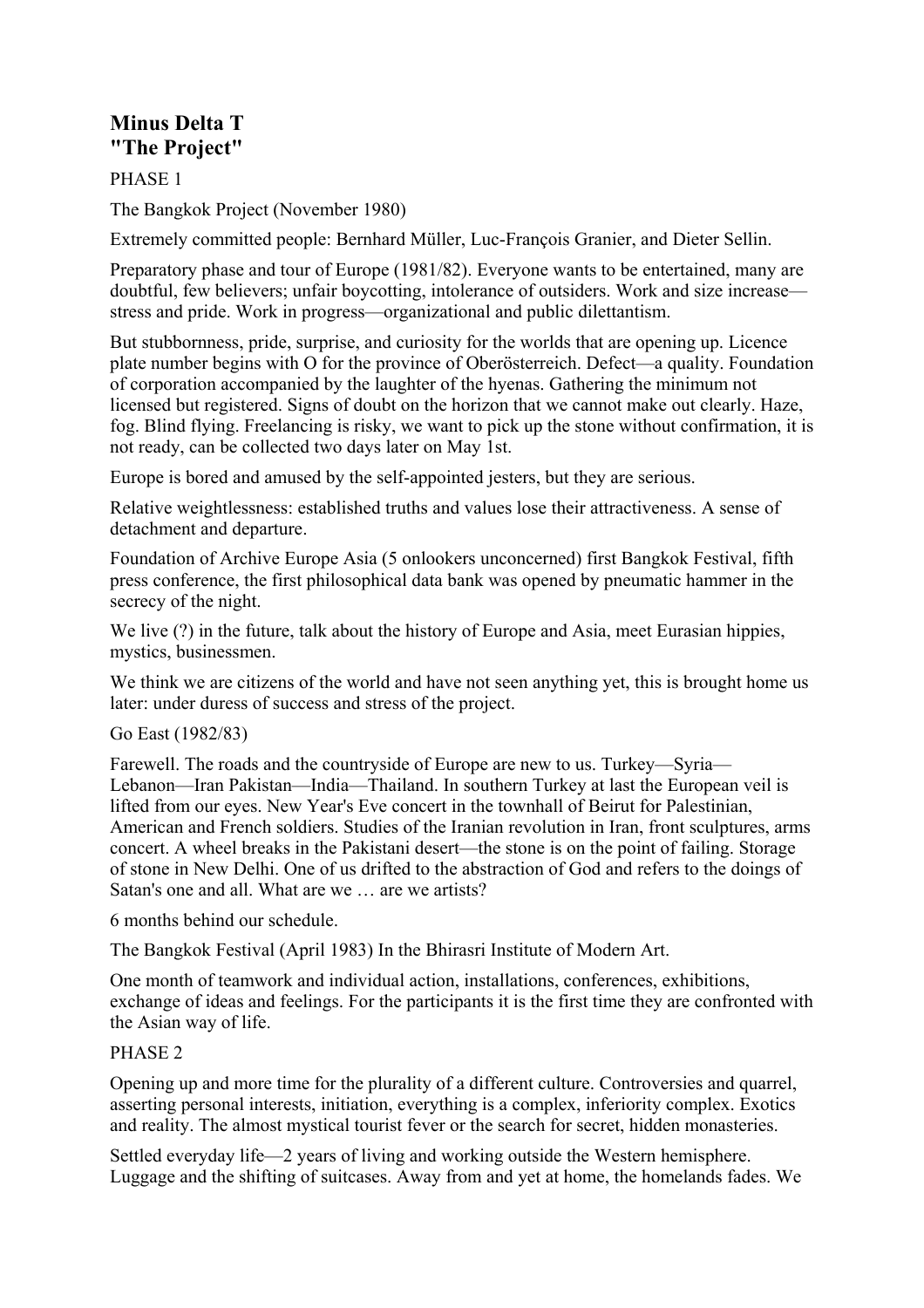# Minus Delta T
# "The Project"

PHASE 1

The Bangkok Project (November 1980)

Extremely committed people: Bernhard Müller, Luc-François Granier, and Dieter Sellin.

Preparatory phase and tour of Europe (1981/82). Everyone wants to be entertained, many are doubtful, few believers; unfair boycotting, intolerance of outsiders. Work and size increase—stress and pride. Work in progress—organizational and public dilettantism.

But stubbornness, pride, surprise, and curiosity for the worlds that are opening up. Licence plate number begins with O for the province of Oberösterreich. Defect—a quality. Foundation of corporation accompanied by the laughter of the hyenas. Gathering the minimum not licensed but registered. Signs of doubt on the horizon that we cannot make out clearly. Haze, fog. Blind flying. Freelancing is risky, we want to pick up the stone without confirmation, it is not ready, can be collected two days later on May 1st.

Europe is bored and amused by the self-appointed jesters, but they are serious.

Relative weightlessness: established truths and values lose their attractiveness. A sense of detachment and departure.

Foundation of Archive Europe Asia (5 onlookers unconcerned) first Bangkok Festival, fifth press conference, the first philosophical data bank was opened by pneumatic hammer in the secrecy of the night.

We live (?) in the future, talk about the history of Europe and Asia, meet Eurasian hippies, mystics, businessmen.

We think we are citizens of the world and have not seen anything yet, this is brought home us later: under duress of success and stress of the project.

Go East (1982/83)

Farewell. The roads and the countryside of Europe are new to us. Turkey—Syria—Lebanon—Iran Pakistan—India—Thailand. In southern Turkey at last the European veil is lifted from our eyes. New Year's Eve concert in the townhall of Beirut for Palestinian, American and French soldiers. Studies of the Iranian revolution in Iran, front sculptures, arms concert. A wheel breaks in the Pakistani desert—the stone is on the point of failing. Storage of stone in New Delhi. One of us drifted to the abstraction of God and refers to the doings of Satan's one and all. What are we … are we artists?

6 months behind our schedule.

The Bangkok Festival (April 1983) In the Bhirasri Institute of Modern Art.

One month of teamwork and individual action, installations, conferences, exhibitions, exchange of ideas and feelings. For the participants it is the first time they are confronted with the Asian way of life.

PHASE 2

Opening up and more time for the plurality of a different culture. Controversies and quarrel, asserting personal interests, initiation, everything is a complex, inferiority complex. Exotics and reality. The almost mystical tourist fever or the search for secret, hidden monasteries.

Settled everyday life—2 years of living and working outside the Western hemisphere. Luggage and the shifting of suitcases. Away from and yet at home, the homelands fades. We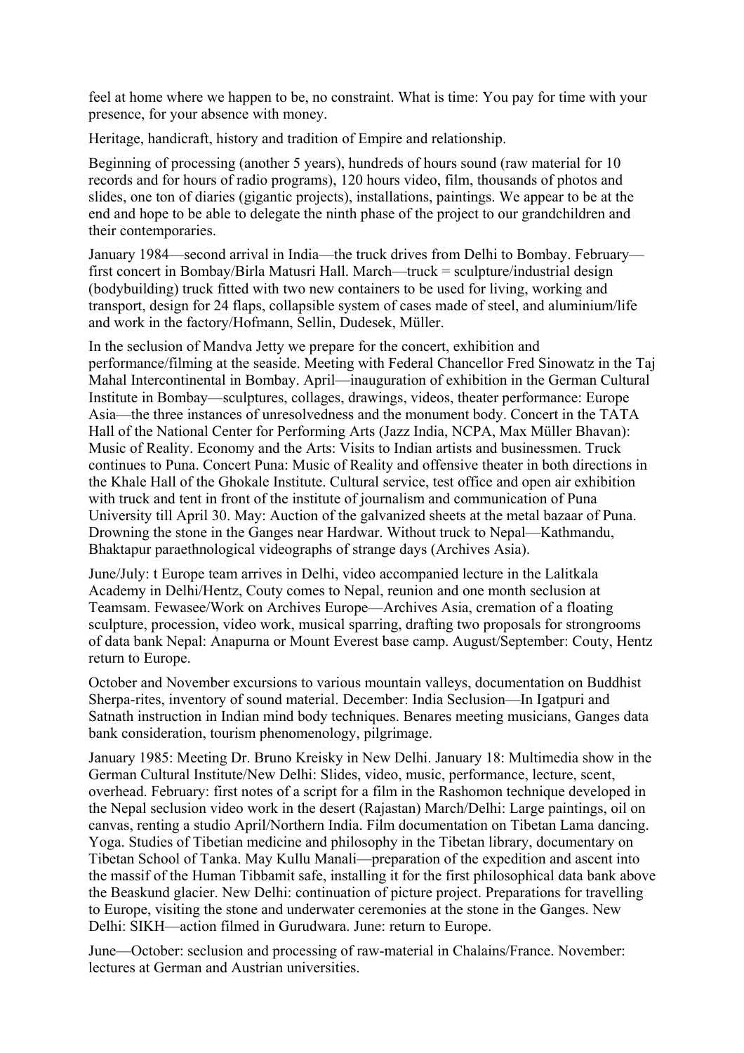feel at home where we happen to be, no constraint. What is time: You pay for time with your presence, for your absence with money.

Heritage, handicraft, history and tradition of Empire and relationship.

Beginning of processing (another 5 years), hundreds of hours sound (raw material for 10 records and for hours of radio programs), 120 hours video, film, thousands of photos and slides, one ton of diaries (gigantic projects), installations, paintings. We appear to be at the end and hope to be able to delegate the ninth phase of the project to our grandchildren and their contemporaries.

January 1984—second arrival in India—the truck drives from Delhi to Bombay. February—first concert in Bombay/Birla Matusri Hall. March—truck = sculpture/industrial design (bodybuilding) truck fitted with two new containers to be used for living, working and transport, design for 24 flaps, collapsible system of cases made of steel, and aluminium/life and work in the factory/Hofmann, Sellin, Dudesek, Müller.

In the seclusion of Mandva Jetty we prepare for the concert, exhibition and performance/filming at the seaside. Meeting with Federal Chancellor Fred Sinowatz in the Taj Mahal Intercontinental in Bombay. April—inauguration of exhibition in the German Cultural Institute in Bombay—sculptures, collages, drawings, videos, theater performance: Europe Asia—the three instances of unresolvedness and the monument body. Concert in the TATA Hall of the National Center for Performing Arts (Jazz India, NCPA, Max Müller Bhavan): Music of Reality. Economy and the Arts: Visits to Indian artists and businessmen. Truck continues to Puna. Concert Puna: Music of Reality and offensive theater in both directions in the Khale Hall of the Ghokale Institute. Cultural service, test office and open air exhibition with truck and tent in front of the institute of journalism and communication of Puna University till April 30. May: Auction of the galvanized sheets at the metal bazaar of Puna. Drowning the stone in the Ganges near Hardwar. Without truck to Nepal—Kathmandu, Bhaktapur paraethnological videographs of strange days (Archives Asia).

June/July: t Europe team arrives in Delhi, video accompanied lecture in the Lalitkala Academy in Delhi/Hentz, Couty comes to Nepal, reunion and one month seclusion at Teamsam. Fewasee/Work on Archives Europe—Archives Asia, cremation of a floating sculpture, procession, video work, musical sparring, drafting two proposals for strongrooms of data bank Nepal: Anapurna or Mount Everest base camp. August/September: Couty, Hentz return to Europe.

October and November excursions to various mountain valleys, documentation on Buddhist Sherpa-rites, inventory of sound material. December: India Seclusion—In Igatpuri and Satnath instruction in Indian mind body techniques. Benares meeting musicians, Ganges data bank consideration, tourism phenomenology, pilgrimage.

January 1985: Meeting Dr. Bruno Kreisky in New Delhi. January 18: Multimedia show in the German Cultural Institute/New Delhi: Slides, video, music, performance, lecture, scent, overhead. February: first notes of a script for a film in the Rashomon technique developed in the Nepal seclusion video work in the desert (Rajastan) March/Delhi: Large paintings, oil on canvas, renting a studio April/Northern India. Film documentation on Tibetan Lama dancing. Yoga. Studies of Tibetian medicine and philosophy in the Tibetan library, documentary on Tibetan School of Tanka. May Kullu Manali—preparation of the expedition and ascent into the massif of the Human Tibbamit safe, installing it for the first philosophical data bank above the Beaskund glacier. New Delhi: continuation of picture project. Preparations for travelling to Europe, visiting the stone and underwater ceremonies at the stone in the Ganges. New Delhi: SIKH—action filmed in Gurudwara. June: return to Europe.

June—October: seclusion and processing of raw-material in Chalains/France. November: lectures at German and Austrian universities.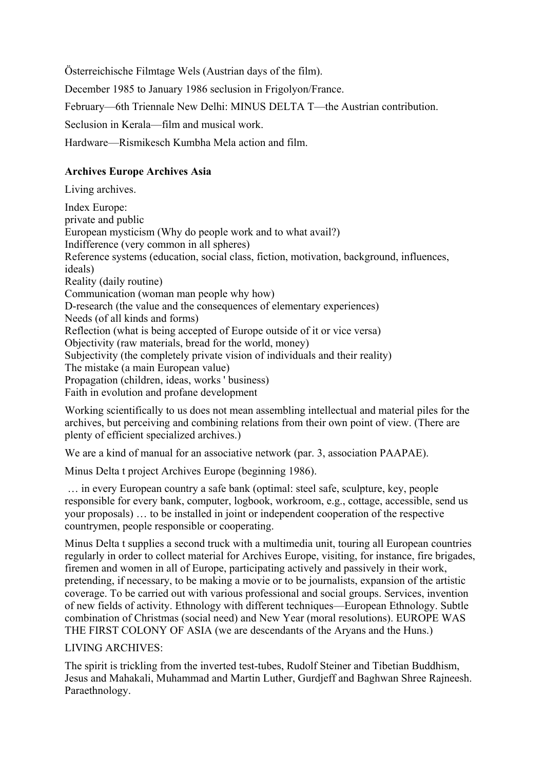Österreichische Filmtage Wels (Austrian days of the film).

December 1985 to January 1986 seclusion in Frigolyon/France.

February—6th Triennale New Delhi: MINUS DELTA T—the Austrian contribution.

Seclusion in Kerala—film and musical work.

Hardware—Rismikesch Kumbha Mela action and film.

**Archives Europe Archives Asia**

Living archives.

Index Europe:
private and public
European mysticism (Why do people work and to what avail?)
Indifference (very common in all spheres)
Reference systems (education, social class, fiction, motivation, background, influences, ideals)
Reality (daily routine)
Communication (woman man people why how)
D-research (the value and the consequences of elementary experiences)
Needs (of all kinds and forms)
Reflection (what is being accepted of Europe outside of it or vice versa)
Objectivity (raw materials, bread for the world, money)
Subjectivity (the completely private vision of individuals and their reality)
The mistake (a main European value)
Propagation (children, ideas, works ' business)
Faith in evolution and profane development

Working scientifically to us does not mean assembling intellectual and material piles for the archives, but perceiving and combining relations from their own point of view. (There are plenty of efficient specialized archives.)

We are a kind of manual for an associative network (par. 3, association PAAPAE).

Minus Delta t project Archives Europe (beginning 1986).

… in every European country a safe bank (optimal: steel safe, sculpture, key, people responsible for every bank, computer, logbook, workroom, e.g., cottage, accessible, send us your proposals) … to be installed in joint or independent cooperation of the respective countrymen, people responsible or cooperating.

Minus Delta t supplies a second truck with a multimedia unit, touring all European countries regularly in order to collect material for Archives Europe, visiting, for instance, fire brigades, firemen and women in all of Europe, participating actively and passively in their work, pretending, if necessary, to be making a movie or to be journalists, expansion of the artistic coverage. To be carried out with various professional and social groups. Services, invention of new fields of activity. Ethnology with different techniques—European Ethnology. Subtle combination of Christmas (social need) and New Year (moral resolutions). EUROPE WAS THE FIRST COLONY OF ASIA (we are descendants of the Aryans and the Huns.)

LIVING ARCHIVES:

The spirit is trickling from the inverted test-tubes, Rudolf Steiner and Tibetian Buddhism, Jesus and Mahakali, Muhammad and Martin Luther, Gurdjeff and Baghwan Shree Rajneesh. Paraethnology.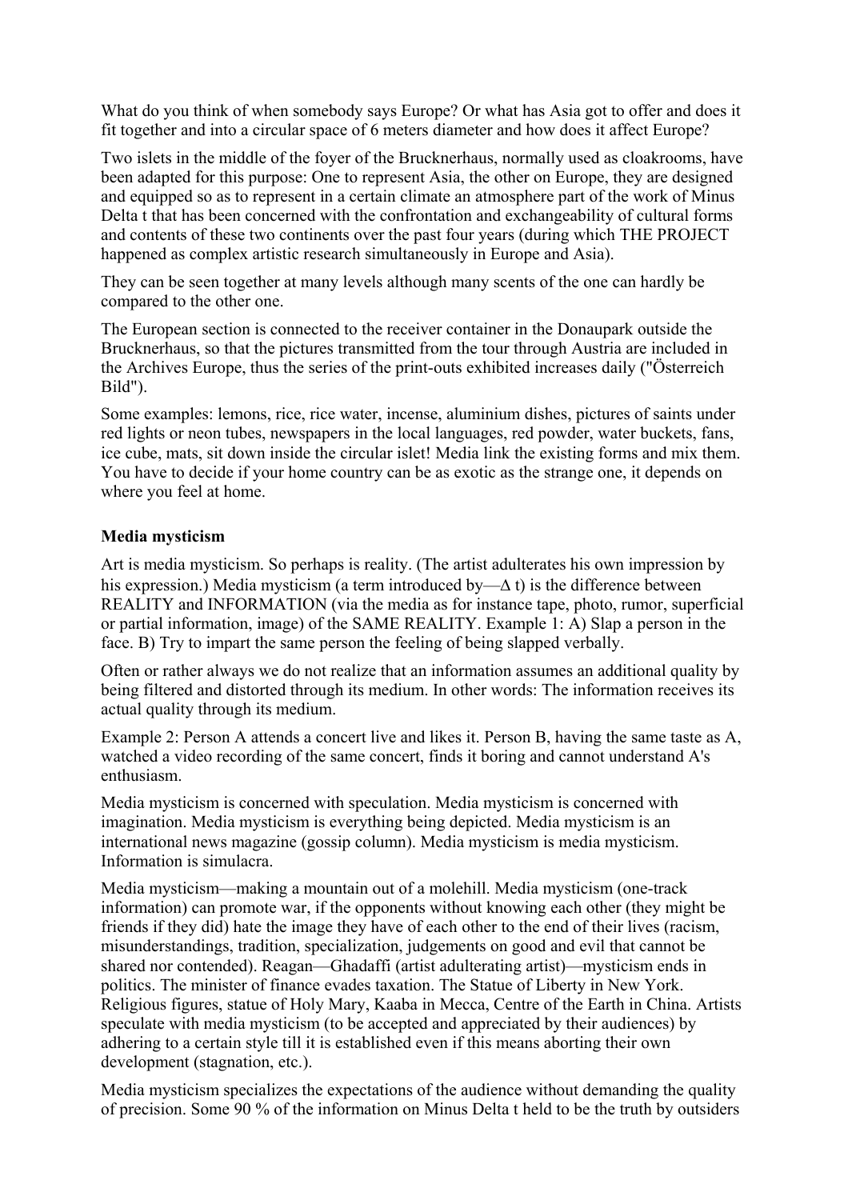What do you think of when somebody says Europe? Or what has Asia got to offer and does it fit together and into a circular space of 6 meters diameter and how does it affect Europe?

Two islets in the middle of the foyer of the Brucknerhaus, normally used as cloakrooms, have been adapted for this purpose: One to represent Asia, the other on Europe, they are designed and equipped so as to represent in a certain climate an atmosphere part of the work of Minus Delta t that has been concerned with the confrontation and exchangeability of cultural forms and contents of these two continents over the past four years (during which THE PROJECT happened as complex artistic research simultaneously in Europe and Asia).

They can be seen together at many levels although many scents of the one can hardly be compared to the other one.

The European section is connected to the receiver container in the Donaupark outside the Brucknerhaus, so that the pictures transmitted from the tour through Austria are included in the Archives Europe, thus the series of the print-outs exhibited increases daily ("Österreich Bild").

Some examples: lemons, rice, rice water, incense, aluminium dishes, pictures of saints under red lights or neon tubes, newspapers in the local languages, red powder, water buckets, fans, ice cube, mats, sit down inside the circular islet! Media link the existing forms and mix them. You have to decide if your home country can be as exotic as the strange one, it depends on where you feel at home.

**Media mysticism**

Art is media mysticism. So perhaps is reality. (The artist adulterates his own impression by his expression.) Media mysticism (a term introduced by—Δ t) is the difference between REALITY and INFORMATION (via the media as for instance tape, photo, rumor, superficial or partial information, image) of the SAME REALITY. Example 1: A) Slap a person in the face. B) Try to impart the same person the feeling of being slapped verbally.

Often or rather always we do not realize that an information assumes an additional quality by being filtered and distorted through its medium. In other words: The information receives its actual quality through its medium.

Example 2: Person A attends a concert live and likes it. Person B, having the same taste as A, watched a video recording of the same concert, finds it boring and cannot understand A's enthusiasm.

Media mysticism is concerned with speculation. Media mysticism is concerned with imagination. Media mysticism is everything being depicted. Media mysticism is an international news magazine (gossip column). Media mysticism is media mysticism. Information is simulacra.

Media mysticism—making a mountain out of a molehill. Media mysticism (one-track information) can promote war, if the opponents without knowing each other (they might be friends if they did) hate the image they have of each other to the end of their lives (racism, misunderstandings, tradition, specialization, judgements on good and evil that cannot be shared nor contended). Reagan—Ghadaffi (artist adulterating artist)—mysticism ends in politics. The minister of finance evades taxation. The Statue of Liberty in New York. Religious figures, statue of Holy Mary, Kaaba in Mecca, Centre of the Earth in China. Artists speculate with media mysticism (to be accepted and appreciated by their audiences) by adhering to a certain style till it is established even if this means aborting their own development (stagnation, etc.).

Media mysticism specializes the expectations of the audience without demanding the quality of precision. Some 90 % of the information on Minus Delta t held to be the truth by outsiders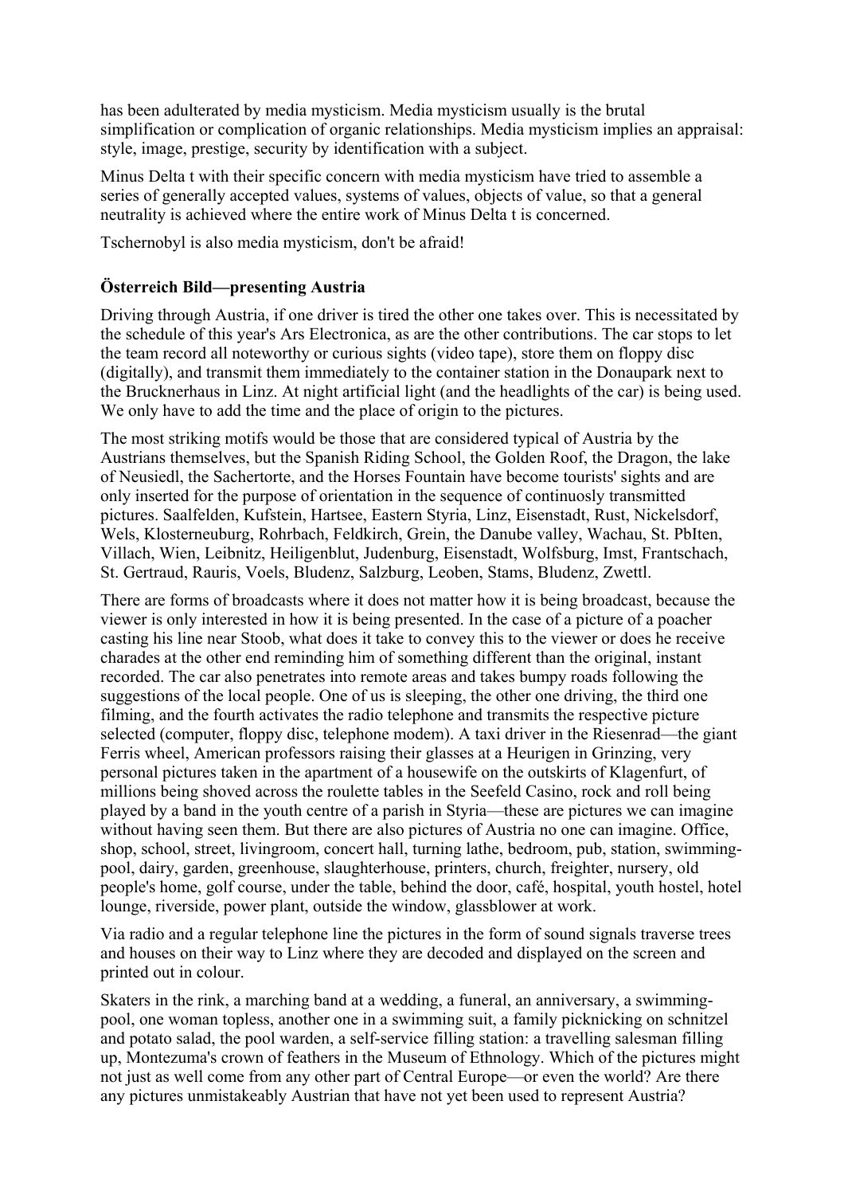has been adulterated by media mysticism. Media mysticism usually is the brutal simplification or complication of organic relationships. Media mysticism implies an appraisal: style, image, prestige, security by identification with a subject.

Minus Delta t with their specific concern with media mysticism have tried to assemble a series of generally accepted values, systems of values, objects of value, so that a general neutrality is achieved where the entire work of Minus Delta t is concerned.

Tschernobyl is also media mysticism, don't be afraid!

### Österreich Bild—presenting Austria

Driving through Austria, if one driver is tired the other one takes over. This is necessitated by the schedule of this year's Ars Electronica, as are the other contributions. The car stops to let the team record all noteworthy or curious sights (video tape), store them on floppy disc (digitally), and transmit them immediately to the container station in the Donaupark next to the Brucknerhaus in Linz. At night artificial light (and the headlights of the car) is being used. We only have to add the time and the place of origin to the pictures.

The most striking motifs would be those that are considered typical of Austria by the Austrians themselves, but the Spanish Riding School, the Golden Roof, the Dragon, the lake of Neusiedl, the Sachertorte, and the Horses Fountain have become tourists' sights and are only inserted for the purpose of orientation in the sequence of continuosly transmitted pictures. Saalfelden, Kufstein, Hartsee, Eastern Styria, Linz, Eisenstadt, Rust, Nickelsdorf, Wels, Klosterneuburg, Rohrbach, Feldkirch, Grein, the Danube valley, Wachau, St. PbIten, Villach, Wien, Leibnitz, Heiligenblut, Judenburg, Eisenstadt, Wolfsburg, Imst, Frantschach, St. Gertraud, Rauris, Voels, Bludenz, Salzburg, Leoben, Stams, Bludenz, Zwettl.

There are forms of broadcasts where it does not matter how it is being broadcast, because the viewer is only interested in how it is being presented. In the case of a picture of a poacher casting his line near Stoob, what does it take to convey this to the viewer or does he receive charades at the other end reminding him of something different than the original, instant recorded. The car also penetrates into remote areas and takes bumpy roads following the suggestions of the local people. One of us is sleeping, the other one driving, the third one filming, and the fourth activates the radio telephone and transmits the respective picture selected (computer, floppy disc, telephone modem). A taxi driver in the Riesenrad—the giant Ferris wheel, American professors raising their glasses at a Heurigen in Grinzing, very personal pictures taken in the apartment of a housewife on the outskirts of Klagenfurt, of millions being shoved across the roulette tables in the Seefeld Casino, rock and roll being played by a band in the youth centre of a parish in Styria—these are pictures we can imagine without having seen them. But there are also pictures of Austria no one can imagine. Office, shop, school, street, livingroom, concert hall, turning lathe, bedroom, pub, station, swimming-pool, dairy, garden, greenhouse, slaughterhouse, printers, church, freighter, nursery, old people's home, golf course, under the table, behind the door, café, hospital, youth hostel, hotel lounge, riverside, power plant, outside the window, glassblower at work.

Via radio and a regular telephone line the pictures in the form of sound signals traverse trees and houses on their way to Linz where they are decoded and displayed on the screen and printed out in colour.

Skaters in the rink, a marching band at a wedding, a funeral, an anniversary, a swimming-pool, one woman topless, another one in a swimming suit, a family picknicking on schnitzel and potato salad, the pool warden, a self-service filling station: a travelling salesman filling up, Montezuma's crown of feathers in the Museum of Ethnology. Which of the pictures might not just as well come from any other part of Central Europe—or even the world? Are there any pictures unmistakeably Austrian that have not yet been used to represent Austria?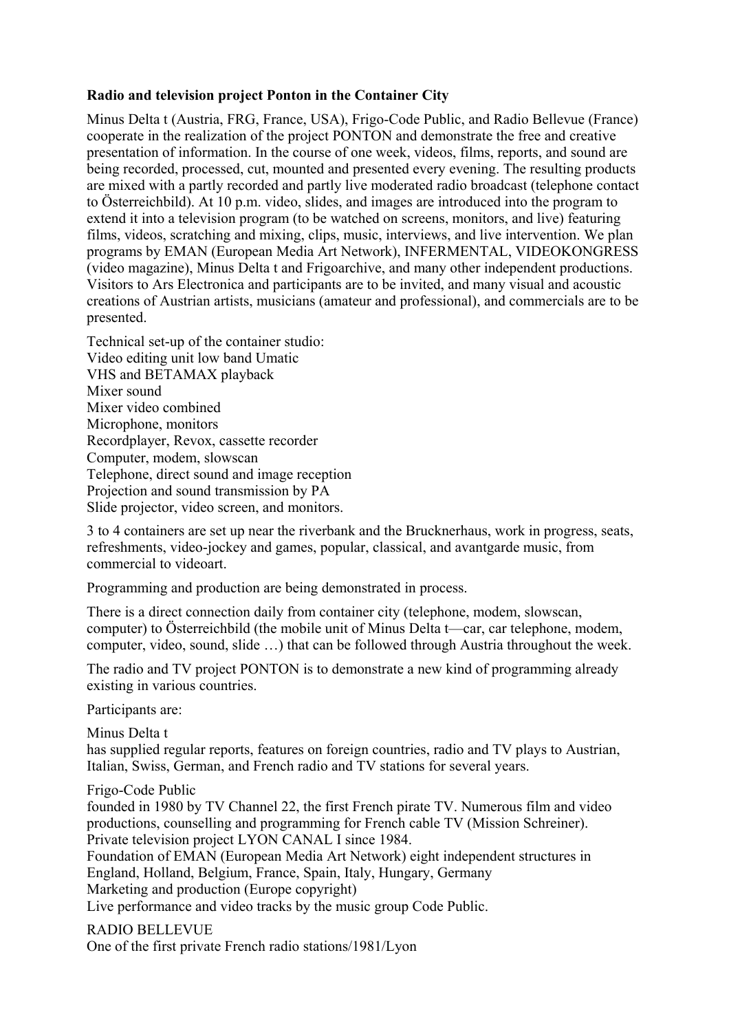**Radio and television project Ponton in the Container City**

Minus Delta t (Austria, FRG, France, USA), Frigo-Code Public, and Radio Bellevue (France) cooperate in the realization of the project PONTON and demonstrate the free and creative presentation of information. In the course of one week, videos, films, reports, and sound are being recorded, processed, cut, mounted and presented every evening. The resulting products are mixed with a partly recorded and partly live moderated radio broadcast (telephone contact to Österreichbild). At 10 p.m. video, slides, and images are introduced into the program to extend it into a television program (to be watched on screens, monitors, and live) featuring films, videos, scratching and mixing, clips, music, interviews, and live intervention. We plan programs by EMAN (European Media Art Network), INFERMENTAL, VIDEOKONGRESS (video magazine), Minus Delta t and Frigoarchive, and many other independent productions. Visitors to Ars Electronica and participants are to be invited, and many visual and acoustic creations of Austrian artists, musicians (amateur and professional), and commercials are to be presented.

Technical set-up of the container studio:  
Video editing unit low band Umatic  
VHS and BETAMAX playback  
Mixer sound  
Mixer video combined  
Microphone, monitors  
Recordplayer, Revox, cassette recorder  
Computer, modem, slowscan  
Telephone, direct sound and image reception  
Projection and sound transmission by PA  
Slide projector, video screen, and monitors.

3 to 4 containers are set up near the riverbank and the Brucknerhaus, work in progress, seats, refreshments, video-jockey and games, popular, classical, and avantgarde music, from commercial to videoart.

Programming and production are being demonstrated in process.

There is a direct connection daily from container city (telephone, modem, slowscan, computer) to Österreichbild (the mobile unit of Minus Delta t—car, car telephone, modem, computer, video, sound, slide …) that can be followed through Austria throughout the week.

The radio and TV project PONTON is to demonstrate a new kind of programming already existing in various countries.

Participants are:

Minus Delta t  
has supplied regular reports, features on foreign countries, radio and TV plays to Austrian, Italian, Swiss, German, and French radio and TV stations for several years.

Frigo-Code Public  
founded in 1980 by TV Channel 22, the first French pirate TV. Numerous film and video productions, counselling and programming for French cable TV (Mission Schreiner).  
Private television project LYON CANAL I since 1984.  
Foundation of EMAN (European Media Art Network) eight independent structures in England, Holland, Belgium, France, Spain, Italy, Hungary, Germany  
Marketing and production (Europe copyright)  
Live performance and video tracks by the music group Code Public.

RADIO BELLEVUE  
One of the first private French radio stations/1981/Lyon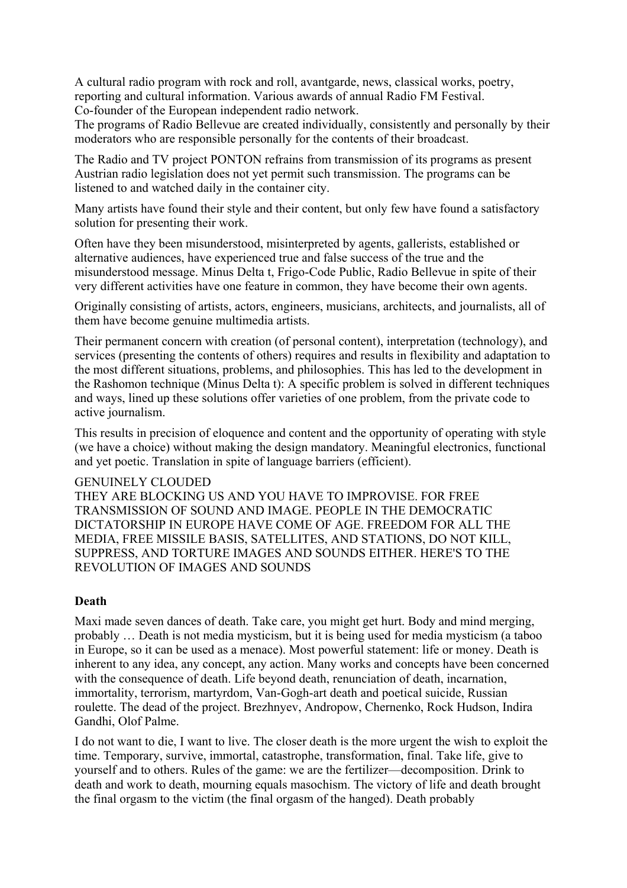A cultural radio program with rock and roll, avantgarde, news, classical works, poetry, reporting and cultural information. Various awards of annual Radio FM Festival.
Co-founder of the European independent radio network.
The programs of Radio Bellevue are created individually, consistently and personally by their moderators who are responsible personally for the contents of their broadcast.

The Radio and TV project PONTON refrains from transmission of its programs as present Austrian radio legislation does not yet permit such transmission. The programs can be listened to and watched daily in the container city.

Many artists have found their style and their content, but only few have found a satisfactory solution for presenting their work.

Often have they been misunderstood, misinterpreted by agents, gallerists, established or alternative audiences, have experienced true and false success of the true and the misunderstood message. Minus Delta t, Frigo-Code Public, Radio Bellevue in spite of their very different activities have one feature in common, they have become their own agents.

Originally consisting of artists, actors, engineers, musicians, architects, and journalists, all of them have become genuine multimedia artists.

Their permanent concern with creation (of personal content), interpretation (technology), and services (presenting the contents of others) requires and results in flexibility and adaptation to the most different situations, problems, and philosophies. This has led to the development in the Rashomon technique (Minus Delta t): A specific problem is solved in different techniques and ways, lined up these solutions offer varieties of one problem, from the private code to active journalism.

This results in precision of eloquence and content and the opportunity of operating with style (we have a choice) without making the design mandatory. Meaningful electronics, functional and yet poetic. Translation in spite of language barriers (efficient).

GENUINELY CLOUDED
THEY ARE BLOCKING US AND YOU HAVE TO IMPROVISE. FOR FREE TRANSMISSION OF SOUND AND IMAGE. PEOPLE IN THE DEMOCRATIC DICTATORSHIP IN EUROPE HAVE COME OF AGE. FREEDOM FOR ALL THE MEDIA, FREE MISSILE BASIS, SATELLITES, AND STATIONS, DO NOT KILL, SUPPRESS, AND TORTURE IMAGES AND SOUNDS EITHER. HERE'S TO THE REVOLUTION OF IMAGES AND SOUNDS

**Death**

Maxi made seven dances of death. Take care, you might get hurt. Body and mind merging, probably … Death is not media mysticism, but it is being used for media mysticism (a taboo in Europe, so it can be used as a menace). Most powerful statement: life or money. Death is inherent to any idea, any concept, any action. Many works and concepts have been concerned with the consequence of death. Life beyond death, renunciation of death, incarnation, immortality, terrorism, martyrdom, Van-Gogh-art death and poetical suicide, Russian roulette. The dead of the project. Brezhnyev, Andropow, Chernenko, Rock Hudson, Indira Gandhi, Olof Palme.

I do not want to die, I want to live. The closer death is the more urgent the wish to exploit the time. Temporary, survive, immortal, catastrophe, transformation, final. Take life, give to yourself and to others. Rules of the game: we are the fertilizer—decomposition. Drink to death and work to death, mourning equals masochism. The victory of life and death brought the final orgasm to the victim (the final orgasm of the hanged). Death probably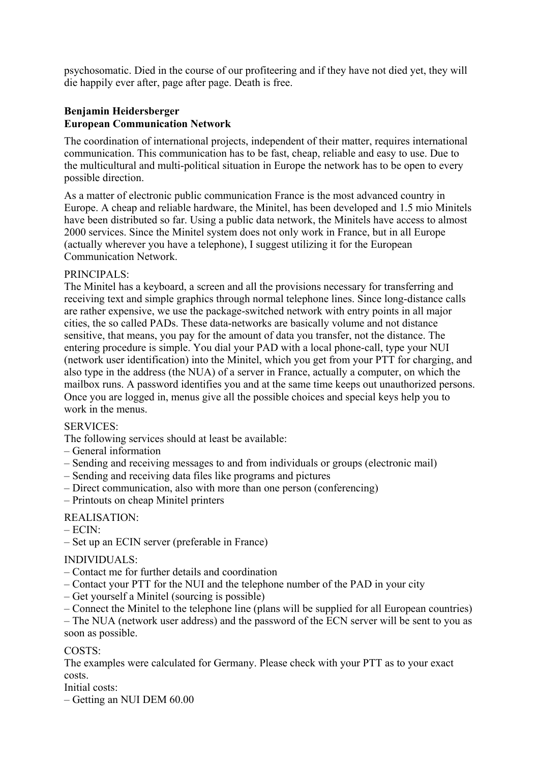psychosomatic. Died in the course of our profiteering and if they have not died yet, they will die happily ever after, page after page. Death is free.

**Benjamin Heidersberger**
**European Communication Network**

The coordination of international projects, independent of their matter, requires international communication. This communication has to be fast, cheap, reliable and easy to use. Due to the multicultural and multi-political situation in Europe the network has to be open to every possible direction.

As a matter of electronic public communication France is the most advanced country in Europe. A cheap and reliable hardware, the Minitel, has been developed and 1.5 mio Minitels have been distributed so far. Using a public data network, the Minitels have access to almost 2000 services. Since the Minitel system does not only work in France, but in all Europe (actually wherever you have a telephone), I suggest utilizing it for the European Communication Network.

PRINCIPALS:
The Minitel has a keyboard, a screen and all the provisions necessary for transferring and receiving text and simple graphics through normal telephone lines. Since long-distance calls are rather expensive, we use the package-switched network with entry points in all major cities, the so called PADs. These data-networks are basically volume and not distance sensitive, that means, you pay for the amount of data you transfer, not the distance. The entering procedure is simple. You dial your PAD with a local phone-call, type your NUI (network user identification) into the Minitel, which you get from your PTT for charging, and also type in the address (the NUA) of a server in France, actually a computer, on which the mailbox runs. A password identifies you and at the same time keeps out unauthorized persons. Once you are logged in, menus give all the possible choices and special keys help you to work in the menus.

SERVICES:
The following services should at least be available:
– General information
– Sending and receiving messages to and from individuals or groups (electronic mail)
– Sending and receiving data files like programs and pictures
– Direct communication, also with more than one person (conferencing)
– Printouts on cheap Minitel printers

REALISATION:
– ECIN:
– Set up an ECIN server (preferable in France)

INDIVIDUALS:
– Contact me for further details and coordination
– Contact your PTT for the NUI and the telephone number of the PAD in your city
– Get yourself a Minitel (sourcing is possible)
– Connect the Minitel to the telephone line (plans will be supplied for all European countries)
– The NUA (network user address) and the password of the ECN server will be sent to you as soon as possible.

COSTS:
The examples were calculated for Germany. Please check with your PTT as to your exact costs.
Initial costs:
– Getting an NUI DEM 60.00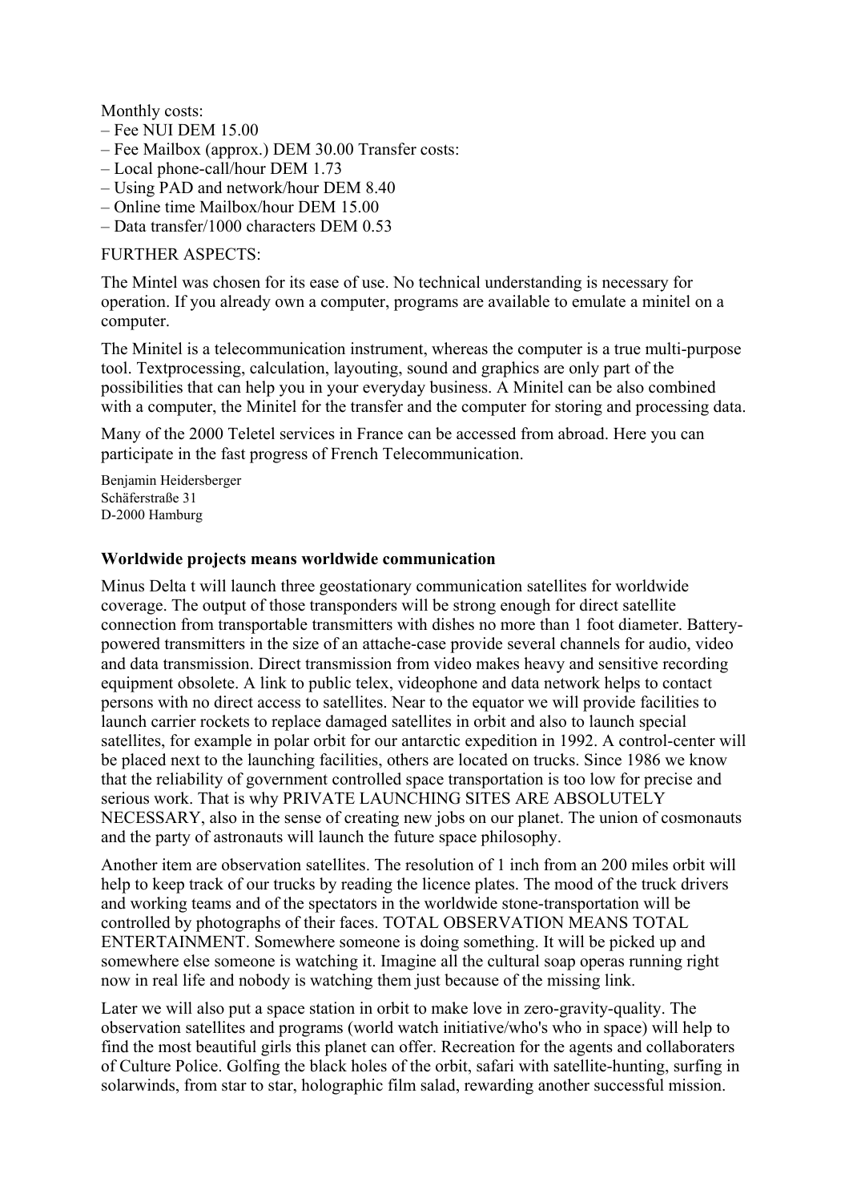Monthly costs:

– Fee NUI DEM 15.00
– Fee Mailbox (approx.) DEM 30.00 Transfer costs:
– Local phone-call/hour DEM 1.73
– Using PAD and network/hour DEM 8.40
– Online time Mailbox/hour DEM 15.00
– Data transfer/1000 characters DEM 0.53

FURTHER ASPECTS:

The Mintel was chosen for its ease of use. No technical understanding is necessary for operation. If you already own a computer, programs are available to emulate a minitel on a computer.

The Minitel is a telecommunication instrument, whereas the computer is a true multi-purpose tool. Textprocessing, calculation, layouting, sound and graphics are only part of the possibilities that can help you in your everyday business. A Minitel can be also combined with a computer, the Minitel for the transfer and the computer for storing and processing data.

Many of the 2000 Teletel services in France can be accessed from abroad. Here you can participate in the fast progress of French Telecommunication.

Benjamin Heidersberger
Schäferstraße 31
D-2000 Hamburg

**Worldwide projects means worldwide communication**

Minus Delta t will launch three geostationary communication satellites for worldwide coverage. The output of those transponders will be strong enough for direct satellite connection from transportable transmitters with dishes no more than 1 foot diameter. Battery-powered transmitters in the size of an attache-case provide several channels for audio, video and data transmission. Direct transmission from video makes heavy and sensitive recording equipment obsolete. A link to public telex, videophone and data network helps to contact persons with no direct access to satellites. Near to the equator we will provide facilities to launch carrier rockets to replace damaged satellites in orbit and also to launch special satellites, for example in polar orbit for our antarctic expedition in 1992. A control-center will be placed next to the launching facilities, others are located on trucks. Since 1986 we know that the reliability of government controlled space transportation is too low for precise and serious work. That is why PRIVATE LAUNCHING SITES ARE ABSOLUTELY NECESSARY, also in the sense of creating new jobs on our planet. The union of cosmonauts and the party of astronauts will launch the future space philosophy.

Another item are observation satellites. The resolution of 1 inch from an 200 miles orbit will help to keep track of our trucks by reading the licence plates. The mood of the truck drivers and working teams and of the spectators in the worldwide stone-transportation will be controlled by photographs of their faces. TOTAL OBSERVATION MEANS TOTAL ENTERTAINMENT. Somewhere someone is doing something. It will be picked up and somewhere else someone is watching it. Imagine all the cultural soap operas running right now in real life and nobody is watching them just because of the missing link.

Later we will also put a space station in orbit to make love in zero-gravity-quality. The observation satellites and programs (world watch initiative/who's who in space) will help to find the most beautiful girls this planet can offer. Recreation for the agents and collaboraters of Culture Police. Golfing the black holes of the orbit, safari with satellite-hunting, surfing in solarwinds, from star to star, holographic film salad, rewarding another successful mission.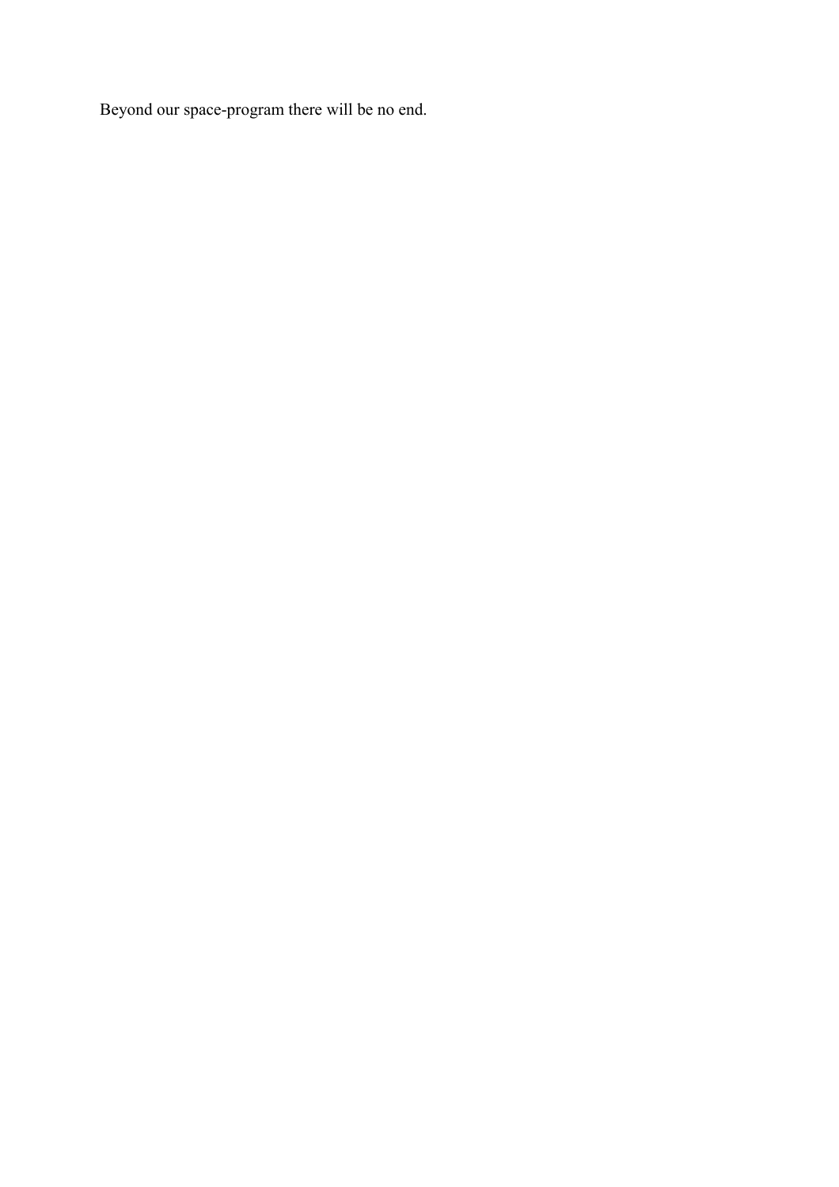Beyond our space-program there will be no end.